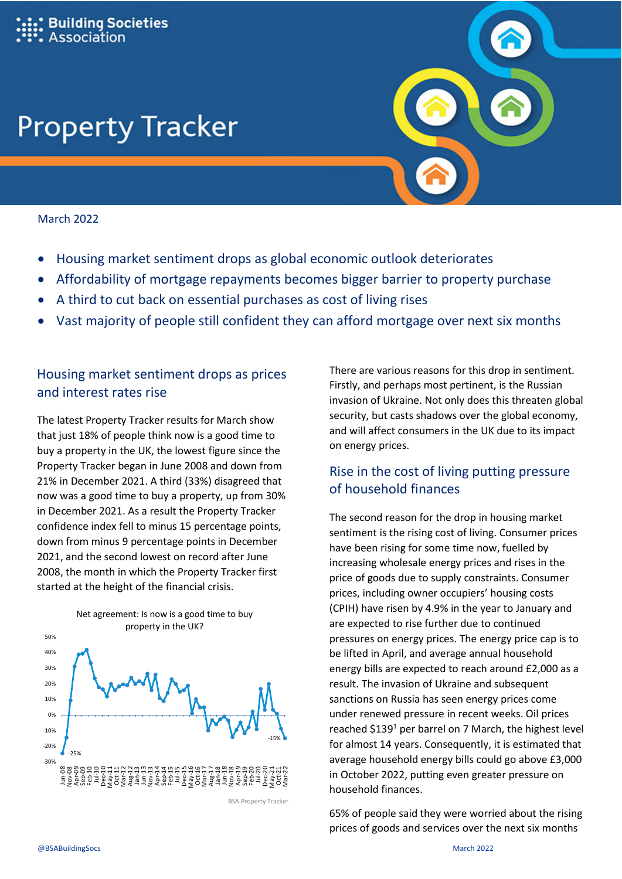Building Societies Association

# Property Tracker

March 2022

- Housing market sentiment drops as global economic outlook deteriorates
- Affordability of mortgage repayments becomes bigger barrier to property purchase
- A third to cut back on essential purchases as cost of living rises
- Vast majority of people still confident they can afford mortgage over next six months

## Housing market sentiment drops as prices and interest rates rise

The latest Property Tracker results for March show that just 18% of people think now is a good time to buy a property in the UK, the lowest figure since the Property Tracker began in June 2008 and down from 21% in December 2021. A third (33%) disagreed that now was a good time to buy a property, up from 30% in December 2021. As a result the Property Tracker confidence index fell to minus 15 percentage points, down from minus 9 percentage points in December 2021, and the second lowest on record after June 2008, the month in which the Property Tracker first started at the height of the financial crisis.

Net agreement: Is now is a good time to buy property in the UK?

BSA Property Tracker

There are various reasons for this drop in sentiment. Firstly, and perhaps most pertinent, is the Russian invasion of Ukraine. Not only does this threaten global security, but casts shadows over the global economy, and will affect consumers in the UK due to its impact on energy prices.

## Rise in the cost of living putting pressure of household finances

The second reason for the drop in housing market sentiment is the rising cost of living. Consumer prices have been rising for some time now, fuelled by increasing wholesale energy prices and rises in the price of goods due to supply constraints. Consumer prices, including owner occupiers' housing costs (CPIH) have risen by 4.9% in the year to January and are expected to rise further due to continued pressures on energy prices. The energy price cap is to be lifted in April, and average annual household energy bills are expected to reach around £2,000 as a result. The invasion of Ukraine and subsequent sanctions on Russia has seen energy prices come under renewed pressure in recent weeks. Oil prices reached $139[1] per barrel on 7 March, the highest level for almost 14 years. Consequently, it is estimated that average household energy bills could go above £3,000 in October 2022, putting even greater pressure on household finances.

65% of people said they were worried about the rising prices of goods and services over the next six months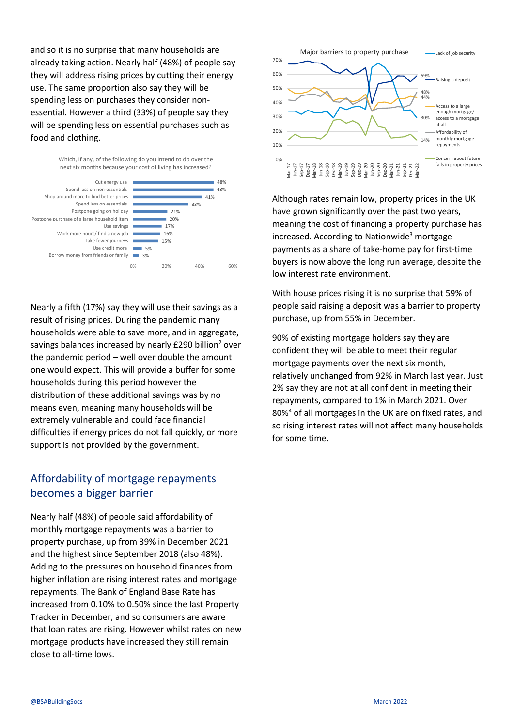and so it is no surprise that many households are already taking action. Nearly half (48%) of people say they will address rising prices by cutting their energy use. The same proportion also say they will be spending less on purchases they consider non-essential. However a third (33%) of people say they will be spending less on essential purchases such as food and clothing.

Which, if any, of the following do you intend to do over the next six months because your cost of living has increased?

| Action | % |
| --- | --- |
| Cut energy use | 48% |
| Spend less on non-essentials | 48% |
| Shop around more to find better prices | 41% |
| Spend less on essentials | 33% |
| Postpone going on holiday | 21% |
| Postpone purchase of a large household item | 20% |
| Use savings | 17% |
| Work more hours/ find a new job | 16% |
| Take fewer journeys | 15% |
| Use credit more | 5% |
| Borrow money from friends or family | 3% |

Nearly a fifth (17%) say they will use their savings as a result of rising prices. During the pandemic many households were able to save more, and in aggregate, savings balances increased by nearly £290 billion[2] over the pandemic period – well over double the amount one would expect. This will provide a buffer for some households during this period however the distribution of these additional savings was by no means even, meaning many households will be extremely vulnerable and could face financial difficulties if energy prices do not fall quickly, or more support is not provided by the government.

## Affordability of mortgage repayments becomes a bigger barrier

Nearly half (48%) of people said affordability of monthly mortgage repayments was a barrier to property purchase, up from 39% in December 2021 and the highest since September 2018 (also 48%). Adding to the pressures on household finances from higher inflation are rising interest rates and mortgage repayments. The Bank of England Base Rate has increased from 0.10% to 0.50% since the last Property Tracker in December, and so consumers are aware that loan rates are rising. However whilst rates on new mortgage products have increased they still remain close to all-time lows.

Major barriers to property purchase

(Chart, Mar-17 to Mar-22. Latest values: Lack of job security 59%; Raising a deposit 48%; Access to a large enough mortgage/ access to a mortgage at all 44%; Affordability of monthly mortgage repayments 30%; Concern about future falls in property prices 14%)

Although rates remain low, property prices in the UK have grown significantly over the past two years, meaning the cost of financing a property purchase has increased. According to Nationwide[3] mortgage payments as a share of take-home pay for first-time buyers is now above the long run average, despite the low interest rate environment.

With house prices rising it is no surprise that 59% of people said raising a deposit was a barrier to property purchase, up from 55% in December.

90% of existing mortgage holders say they are confident they will be able to meet their regular mortgage payments over the next six month, relatively unchanged from 92% in March last year. Just 2% say they are not at all confident in meeting their repayments, compared to 1% in March 2021. Over 80%[4] of all mortgages in the UK are on fixed rates, and so rising interest rates will not affect many households for some time.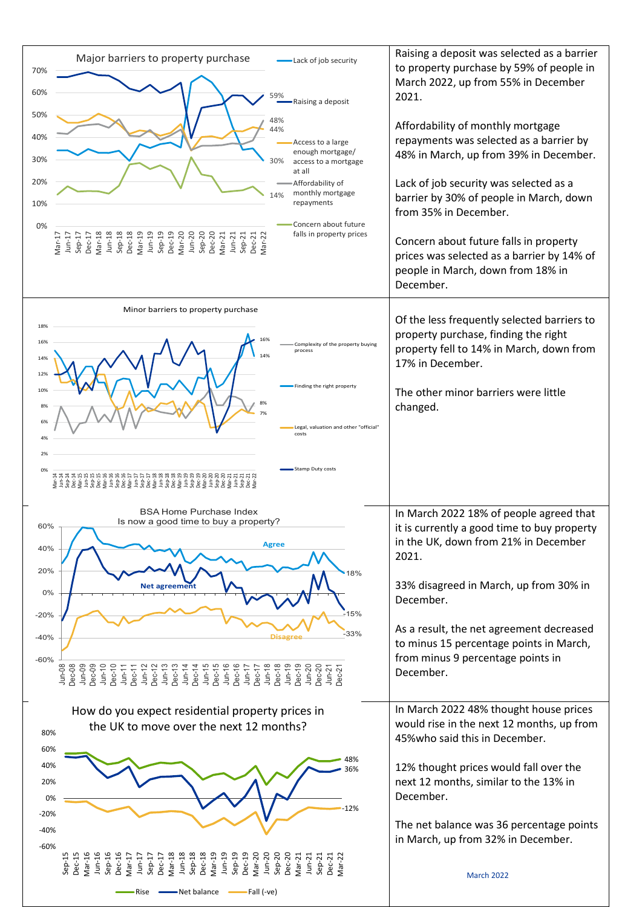## Major barriers to property purchase

Lack of job security — 30%
Raising a deposit — 59%
Access to a large enough mortgage/ access to a mortgage at all — 44%
Affordability of monthly mortgage repayments — 48%
Concern about future falls in property prices — 14%

Raising a deposit was selected as a barrier to property purchase by 59% of people in March 2022, up from 55% in December 2021.

Affordability of monthly mortgage repayments was selected as a barrier by 48% in March, up from 39% in December.

Lack of job security was selected as a barrier by 30% of people in March, down from 35% in December.

Concern about future falls in property prices was selected as a barrier by 14% of people in March, down 18% in December.

## Minor barriers to property purchase

Complexity of the property buying process — 8%
Finding the right property — 14%
Legal, valuation and other "official" costs — 7%
Stamp Duty costs — 16%

Of the less frequently selected barriers to property purchase, finding the right property fell to 14% in March, down from 17% in December.

The other minor barriers were little changed.

## BSA Home Purchase Index
### Is now a good time to buy a property?

Agree — 18%
Net agreement — -15%
Disagree — -33%

In March 2022 18% of people agreed that it is currently a good time to buy property in the UK, down from 21% in December 2021.

33% disagreed in March, up from 30% in December.

As a result, the net agreement decreased to minus 15 percentage points in March, from minus 9 percentage points in December.

## How do you expect residential property prices in the UK to move over the next 12 months?

Rise — 48%
Net balance — 36%
Fall (-ve) — -12%

In March 2022 48% thought house prices would rise in the next 12 months, up from 45%who said this in December.

12% thought prices would fall over the next 12 months, similar to the 13% in December.

The net balance was 36 percentage points in March, up from 32% in December.

March 2022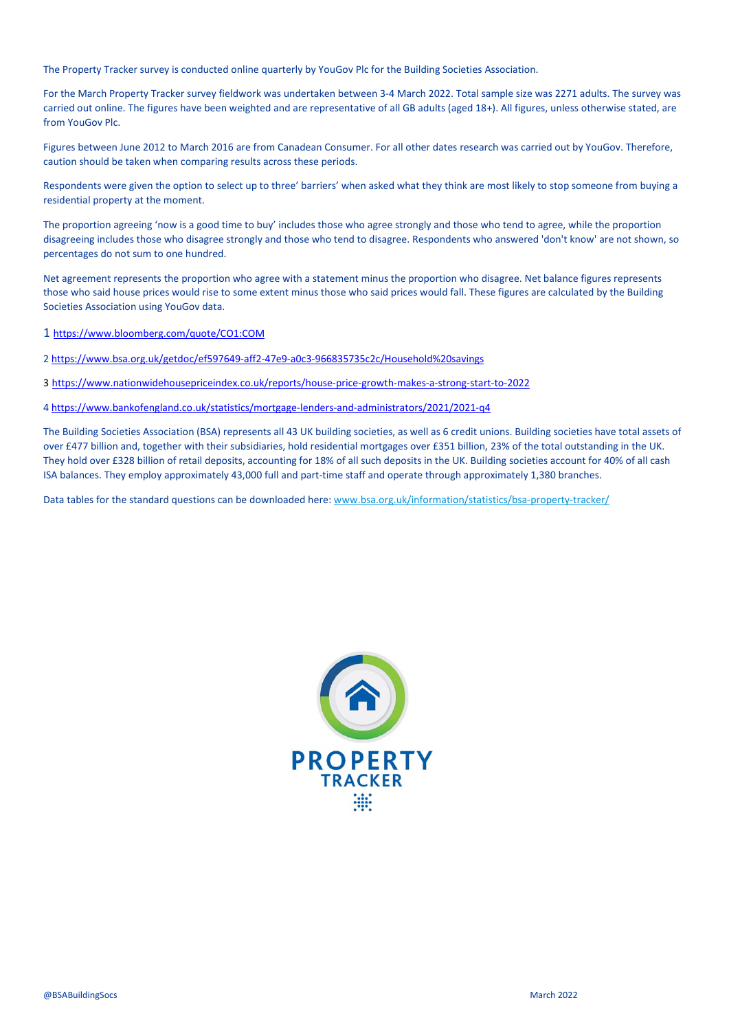The Property Tracker survey is conducted online quarterly by YouGov Plc for the Building Societies Association.

For the March Property Tracker survey fieldwork was undertaken between 3-4 March 2022. Total sample size was 2271 adults. The survey was carried out online. The figures have been weighted and are representative of all GB adults (aged 18+). All figures, unless otherwise stated, are from YouGov Plc.

Figures between June 2012 to March 2016 are from Canadean Consumer. For all other dates research was carried out by YouGov. Therefore, caution should be taken when comparing results across these periods.

Respondents were given the option to select up to three' barriers' when asked what they think are most likely to stop someone from buying a residential property at the moment.

The proportion agreeing 'now is a good time to buy' includes those who agree strongly and those who tend to agree, while the proportion disagreeing includes those who disagree strongly and those who tend to disagree. Respondents who answered 'don't know' are not shown, so percentages do not sum to one hundred.

Net agreement represents the proportion who agree with a statement minus the proportion who disagree. Net balance figures represents those who said house prices would rise to some extent minus those who said prices would fall. These figures are calculated by the Building Societies Association using YouGov data.

1 https://www.bloomberg.com/quote/CO1:COM

2 https://www.bsa.org.uk/getdoc/ef597649-aff2-47e9-a0c3-966835735c2c/Household%20savings

3 https://www.nationwidehousepriceindex.co.uk/reports/house-price-growth-makes-a-strong-start-to-2022

4 https://www.bankofengland.co.uk/statistics/mortgage-lenders-and-administrators/2021/2021-q4

The Building Societies Association (BSA) represents all 43 UK building societies, as well as 6 credit unions. Building societies have total assets of over £477 billion and, together with their subsidiaries, hold residential mortgages over £351 billion, 23% of the total outstanding in the UK. They hold over £328 billion of retail deposits, accounting for 18% of all such deposits in the UK. Building societies account for 40% of all cash ISA balances. They employ approximately 43,000 full and part-time staff and operate through approximately 1,380 branches.

Data tables for the standard questions can be downloaded here: www.bsa.org.uk/information/statistics/bsa-property-tracker/

PROPERTY TRACKER

@BSABuildingSocs

March 2022